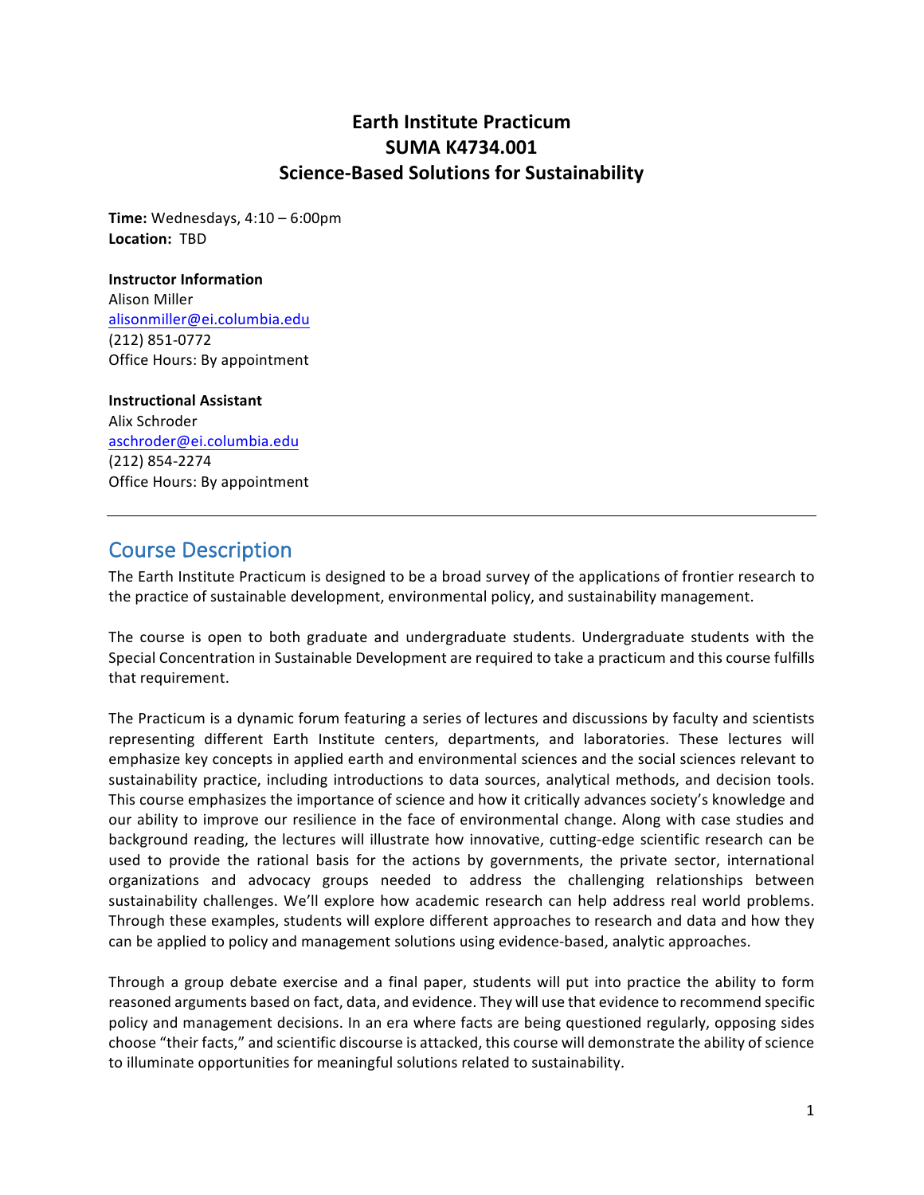# Earth Institute Practicum
# SUMA K4734.001
# Science-Based Solutions for Sustainability

**Time:** Wednesdays, 4:10 – 6:00pm
**Location:** TBD

**Instructor Information**
Alison Miller
alisonmiller@ei.columbia.edu
(212) 851-0772
Office Hours: By appointment

**Instructional Assistant**
Alix Schroder
aschroder@ei.columbia.edu
(212) 854-2274
Office Hours: By appointment

---

## Course Description

The Earth Institute Practicum is designed to be a broad survey of the applications of frontier research to the practice of sustainable development, environmental policy, and sustainability management.

The course is open to both graduate and undergraduate students. Undergraduate students with the Special Concentration in Sustainable Development are required to take a practicum and this course fulfills that requirement.

The Practicum is a dynamic forum featuring a series of lectures and discussions by faculty and scientists representing different Earth Institute centers, departments, and laboratories. These lectures will emphasize key concepts in applied earth and environmental sciences and the social sciences relevant to sustainability practice, including introductions to data sources, analytical methods, and decision tools. This course emphasizes the importance of science and how it critically advances society's knowledge and our ability to improve our resilience in the face of environmental change. Along with case studies and background reading, the lectures will illustrate how innovative, cutting-edge scientific research can be used to provide the rational basis for the actions by governments, the private sector, international organizations and advocacy groups needed to address the challenging relationships between sustainability challenges. We'll explore how academic research can help address real world problems. Through these examples, students will explore different approaches to research and data and how they can be applied to policy and management solutions using evidence-based, analytic approaches.

Through a group debate exercise and a final paper, students will put into practice the ability to form reasoned arguments based on fact, data, and evidence. They will use that evidence to recommend specific policy and management decisions. In an era where facts are being questioned regularly, opposing sides choose "their facts," and scientific discourse is attacked, this course will demonstrate the ability of science to illuminate opportunities for meaningful solutions related to sustainability.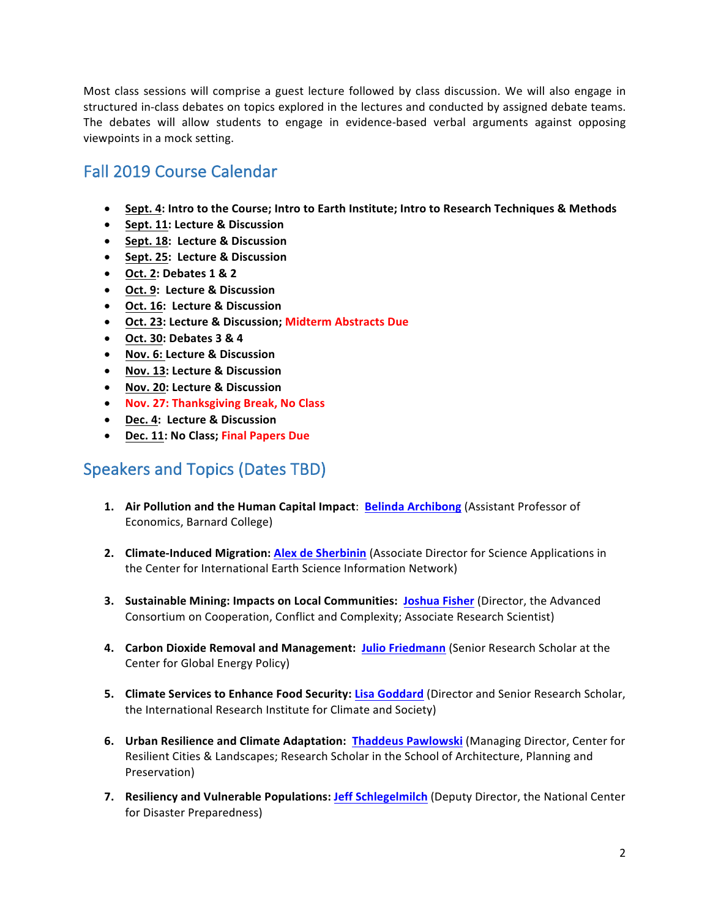Most class sessions will comprise a guest lecture followed by class discussion. We will also engage in structured in-class debates on topics explored in the lectures and conducted by assigned debate teams. The debates will allow students to engage in evidence-based verbal arguments against opposing viewpoints in a mock setting.

## Fall 2019 Course Calendar

- **Sept. 4: Intro to the Course; Intro to Earth Institute; Intro to Research Techniques & Methods**
- **Sept. 11: Lecture & Discussion**
- **Sept. 18: Lecture & Discussion**
- **Sept. 25: Lecture & Discussion**
- **Oct. 2: Debates 1 & 2**
- **Oct. 9: Lecture & Discussion**
- **Oct. 16: Lecture & Discussion**
- **Oct. 23: Lecture & Discussion; Midterm Abstracts Due**
- **Oct. 30: Debates 3 & 4**
- **Nov. 6: Lecture & Discussion**
- **Nov. 13: Lecture & Discussion**
- **Nov. 20: Lecture & Discussion**
- **Nov. 27: Thanksgiving Break, No Class**
- **Dec. 4: Lecture & Discussion**
- **Dec. 11: No Class; Final Papers Due**

## Speakers and Topics (Dates TBD)

1. **Air Pollution and the Human Capital Impact**: **Belinda Archibong** (Assistant Professor of Economics, Barnard College)

2. **Climate-Induced Migration: Alex de Sherbinin** (Associate Director for Science Applications in the Center for International Earth Science Information Network)

3. **Sustainable Mining: Impacts on Local Communities: Joshua Fisher** (Director, the Advanced Consortium on Cooperation, Conflict and Complexity; Associate Research Scientist)

4. **Carbon Dioxide Removal and Management: Julio Friedmann** (Senior Research Scholar at the Center for Global Energy Policy)

5. **Climate Services to Enhance Food Security: Lisa Goddard** (Director and Senior Research Scholar, the International Research Institute for Climate and Society)

6. **Urban Resilience and Climate Adaptation: Thaddeus Pawlowski** (Managing Director, Center for Resilient Cities & Landscapes; Research Scholar in the School of Architecture, Planning and Preservation)

7. **Resiliency and Vulnerable Populations: Jeff Schlegelmilch** (Deputy Director, the National Center for Disaster Preparedness)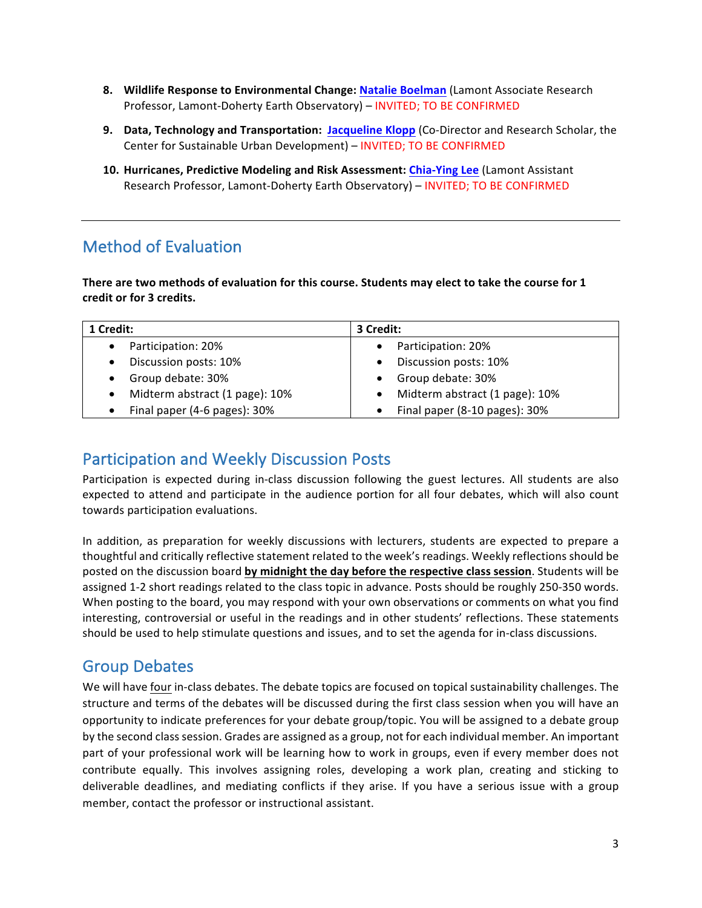8. **Wildlife Response to Environmental Change:** Natalie Boelman (Lamont Associate Research Professor, Lamont-Doherty Earth Observatory) – INVITED; TO BE CONFIRMED
9. **Data, Technology and Transportation:** Jacqueline Klopp (Co-Director and Research Scholar, the Center for Sustainable Urban Development) – INVITED; TO BE CONFIRMED
10. **Hurricanes, Predictive Modeling and Risk Assessment:** Chia-Ying Lee (Lamont Assistant Research Professor, Lamont-Doherty Earth Observatory) – INVITED; TO BE CONFIRMED

---

## Method of Evaluation

**There are two methods of evaluation for this course. Students may elect to take the course for 1 credit or for 3 credits.**

| 1 Credit: | 3 Credit: |
|---|---|
| • Participation: 20%<br>• Discussion posts: 10%<br>• Group debate: 30%<br>• Midterm abstract (1 page): 10%<br>• Final paper (4-6 pages): 30% | • Participation: 20%<br>• Discussion posts: 10%<br>• Group debate: 30%<br>• Midterm abstract (1 page): 10%<br>• Final paper (8-10 pages): 30% |

## Participation and Weekly Discussion Posts

Participation is expected during in-class discussion following the guest lectures. All students are also expected to attend and participate in the audience portion for all four debates, which will also count towards participation evaluations.

In addition, as preparation for weekly discussions with lecturers, students are expected to prepare a thoughtful and critically reflective statement related to the week's readings. Weekly reflections should be posted on the discussion board **by midnight the day before the respective class session**. Students will be assigned 1-2 short readings related to the class topic in advance. Posts should be roughly 250-350 words. When posting to the board, you may respond with your own observations or comments on what you find interesting, controversial or useful in the readings and in other students' reflections. These statements should be used to help stimulate questions and issues, and to set the agenda for in-class discussions.

## Group Debates

We will have four in-class debates. The debate topics are focused on topical sustainability challenges. The structure and terms of the debates will be discussed during the first class session when you will have an opportunity to indicate preferences for your debate group/topic. You will be assigned to a debate group by the second class session. Grades are assigned as a group, not for each individual member. An important part of your professional work will be learning how to work in groups, even if every member does not contribute equally. This involves assigning roles, developing a work plan, creating and sticking to deliverable deadlines, and mediating conflicts if they arise. If you have a serious issue with a group member, contact the professor or instructional assistant.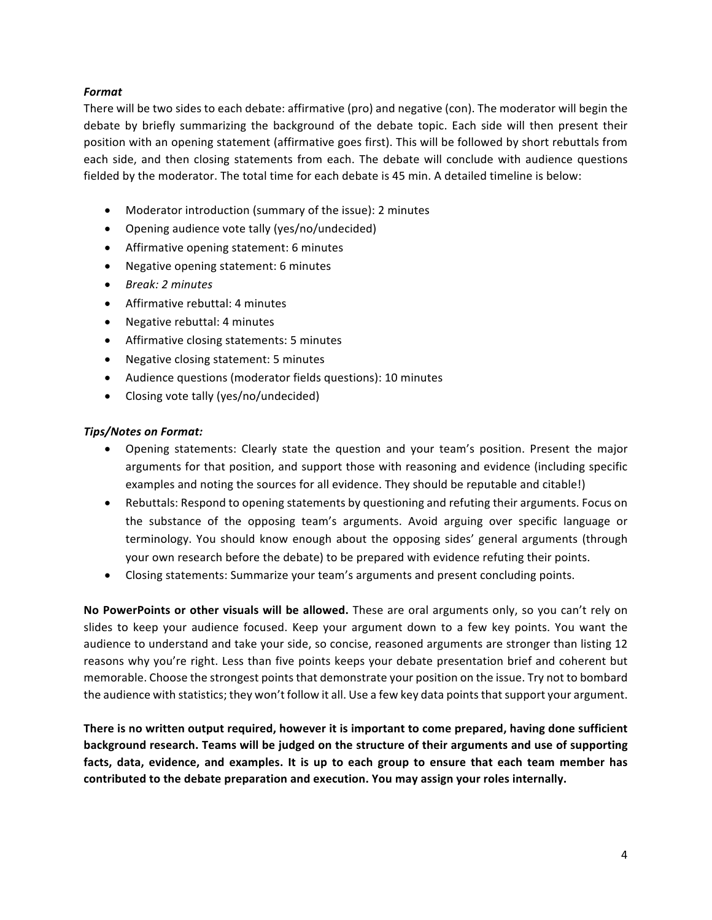***Format***

There will be two sides to each debate: affirmative (pro) and negative (con). The moderator will begin the debate by briefly summarizing the background of the debate topic. Each side will then present their position with an opening statement (affirmative goes first). This will be followed by short rebuttals from each side, and then closing statements from each. The debate will conclude with audience questions fielded by the moderator. The total time for each debate is 45 min. A detailed timeline is below:

- Moderator introduction (summary of the issue): 2 minutes
- Opening audience vote tally (yes/no/undecided)
- Affirmative opening statement: 6 minutes
- Negative opening statement: 6 minutes
- *Break: 2 minutes*
- Affirmative rebuttal: 4 minutes
- Negative rebuttal: 4 minutes
- Affirmative closing statements: 5 minutes
- Negative closing statement: 5 minutes
- Audience questions (moderator fields questions): 10 minutes
- Closing vote tally (yes/no/undecided)

***Tips/Notes on Format:***

- Opening statements: Clearly state the question and your team's position. Present the major arguments for that position, and support those with reasoning and evidence (including specific examples and noting the sources for all evidence. They should be reputable and citable!)
- Rebuttals: Respond to opening statements by questioning and refuting their arguments. Focus on the substance of the opposing team's arguments. Avoid arguing over specific language or terminology. You should know enough about the opposing sides' general arguments (through your own research before the debate) to be prepared with evidence refuting their points.
- Closing statements: Summarize your team's arguments and present concluding points.

**No PowerPoints or other visuals will be allowed.** These are oral arguments only, so you can't rely on slides to keep your audience focused. Keep your argument down to a few key points. You want the audience to understand and take your side, so concise, reasoned arguments are stronger than listing 12 reasons why you're right. Less than five points keeps your debate presentation brief and coherent but memorable. Choose the strongest points that demonstrate your position on the issue. Try not to bombard the audience with statistics; they won't follow it all. Use a few key data points that support your argument.

**There is no written output required, however it is important to come prepared, having done sufficient background research. Teams will be judged on the structure of their arguments and use of supporting facts, data, evidence, and examples. It is up to each group to ensure that each team member has contributed to the debate preparation and execution. You may assign your roles internally.**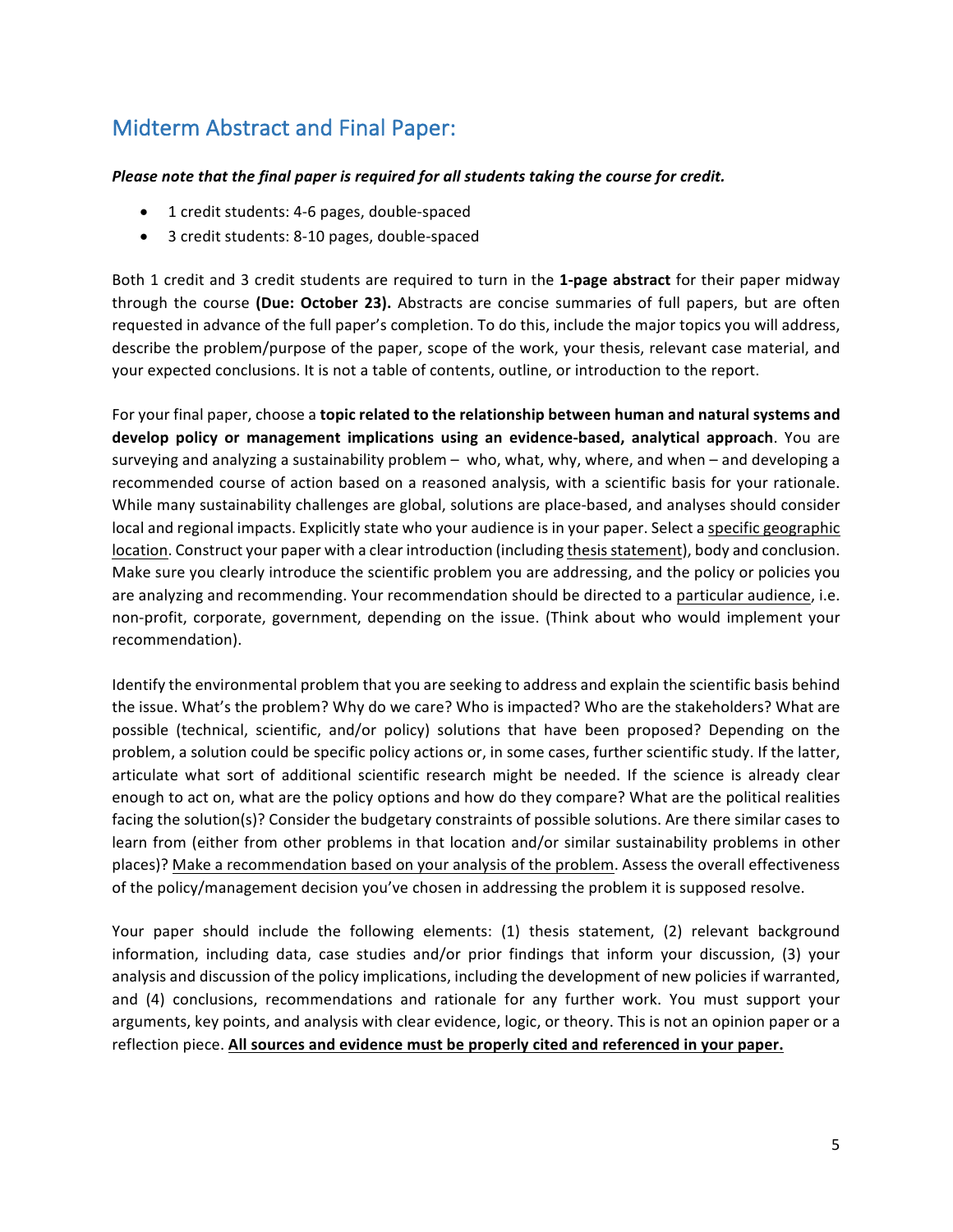## Midterm Abstract and Final Paper:

***Please note that the final paper is required for all students taking the course for credit.***

- 1 credit students: 4-6 pages, double-spaced
- 3 credit students: 8-10 pages, double-spaced

Both 1 credit and 3 credit students are required to turn in the **1-page abstract** for their paper midway through the course **(Due: October 23).** Abstracts are concise summaries of full papers, but are often requested in advance of the full paper's completion. To do this, include the major topics you will address, describe the problem/purpose of the paper, scope of the work, your thesis, relevant case material, and your expected conclusions. It is not a table of contents, outline, or introduction to the report.

For your final paper, choose a **topic related to the relationship between human and natural systems and develop policy or management implications using an evidence-based, analytical approach**. You are surveying and analyzing a sustainability problem – who, what, why, where, and when – and developing a recommended course of action based on a reasoned analysis, with a scientific basis for your rationale. While many sustainability challenges are global, solutions are place-based, and analyses should consider local and regional impacts. Explicitly state who your audience is in your paper. Select a <u>specific geographic location</u>. Construct your paper with a clear introduction (including <u>thesis statement</u>), body and conclusion. Make sure you clearly introduce the scientific problem you are addressing, and the policy or policies you are analyzing and recommending. Your recommendation should be directed to a <u>particular audience</u>, i.e. non-profit, corporate, government, depending on the issue. (Think about who would implement your recommendation).

Identify the environmental problem that you are seeking to address and explain the scientific basis behind the issue. What's the problem? Why do we care? Who is impacted? Who are the stakeholders? What are possible (technical, scientific, and/or policy) solutions that have been proposed? Depending on the problem, a solution could be specific policy actions or, in some cases, further scientific study. If the latter, articulate what sort of additional scientific research might be needed. If the science is already clear enough to act on, what are the policy options and how do they compare? What are the political realities facing the solution(s)? Consider the budgetary constraints of possible solutions. Are there similar cases to learn from (either from other problems in that location and/or similar sustainability problems in other places)? <u>Make a recommendation based on your analysis of the problem</u>. Assess the overall effectiveness of the policy/management decision you've chosen in addressing the problem it is supposed resolve.

Your paper should include the following elements: (1) thesis statement, (2) relevant background information, including data, case studies and/or prior findings that inform your discussion, (3) your analysis and discussion of the policy implications, including the development of new policies if warranted, and (4) conclusions, recommendations and rationale for any further work. You must support your arguments, key points, and analysis with clear evidence, logic, or theory. This is not an opinion paper or a reflection piece. <u>**All sources and evidence must be properly cited and referenced in your paper.**</u>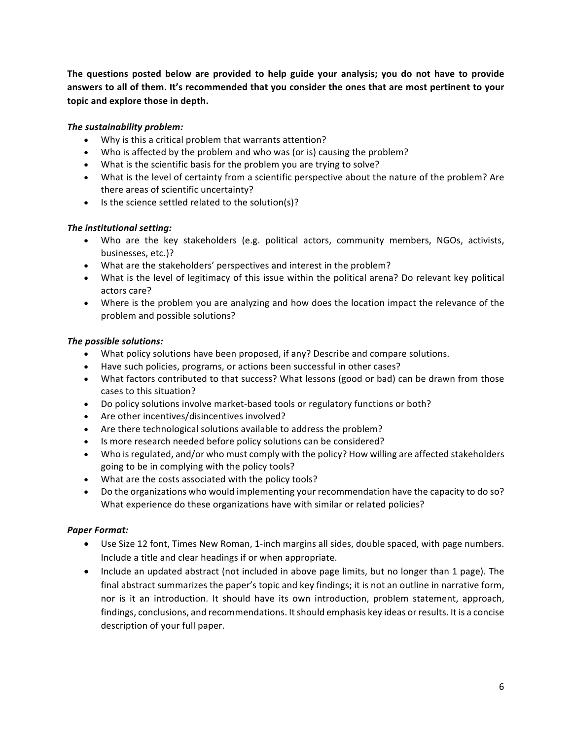**The questions posted below are provided to help guide your analysis; you do not have to provide answers to all of them. It's recommended that you consider the ones that are most pertinent to your topic and explore those in depth.**

***The sustainability problem:***

- Why is this a critical problem that warrants attention?
- Who is affected by the problem and who was (or is) causing the problem?
- What is the scientific basis for the problem you are trying to solve?
- What is the level of certainty from a scientific perspective about the nature of the problem? Are there areas of scientific uncertainty?
- Is the science settled related to the solution(s)?

***The institutional setting:***

- Who are the key stakeholders (e.g. political actors, community members, NGOs, activists, businesses, etc.)?
- What are the stakeholders' perspectives and interest in the problem?
- What is the level of legitimacy of this issue within the political arena? Do relevant key political actors care?
- Where is the problem you are analyzing and how does the location impact the relevance of the problem and possible solutions?

***The possible solutions:***

- What policy solutions have been proposed, if any? Describe and compare solutions.
- Have such policies, programs, or actions been successful in other cases?
- What factors contributed to that success? What lessons (good or bad) can be drawn from those cases to this situation?
- Do policy solutions involve market-based tools or regulatory functions or both?
- Are other incentives/disincentives involved?
- Are there technological solutions available to address the problem?
- Is more research needed before policy solutions can be considered?
- Who is regulated, and/or who must comply with the policy? How willing are affected stakeholders going to be in complying with the policy tools?
- What are the costs associated with the policy tools?
- Do the organizations who would implementing your recommendation have the capacity to do so? What experience do these organizations have with similar or related policies?

***Paper Format:***

- Use Size 12 font, Times New Roman, 1-inch margins all sides, double spaced, with page numbers. Include a title and clear headings if or when appropriate.
- Include an updated abstract (not included in above page limits, but no longer than 1 page). The final abstract summarizes the paper's topic and key findings; it is not an outline in narrative form, nor is it an introduction. It should have its own introduction, problem statement, approach, findings, conclusions, and recommendations. It should emphasis key ideas or results. It is a concise description of your full paper.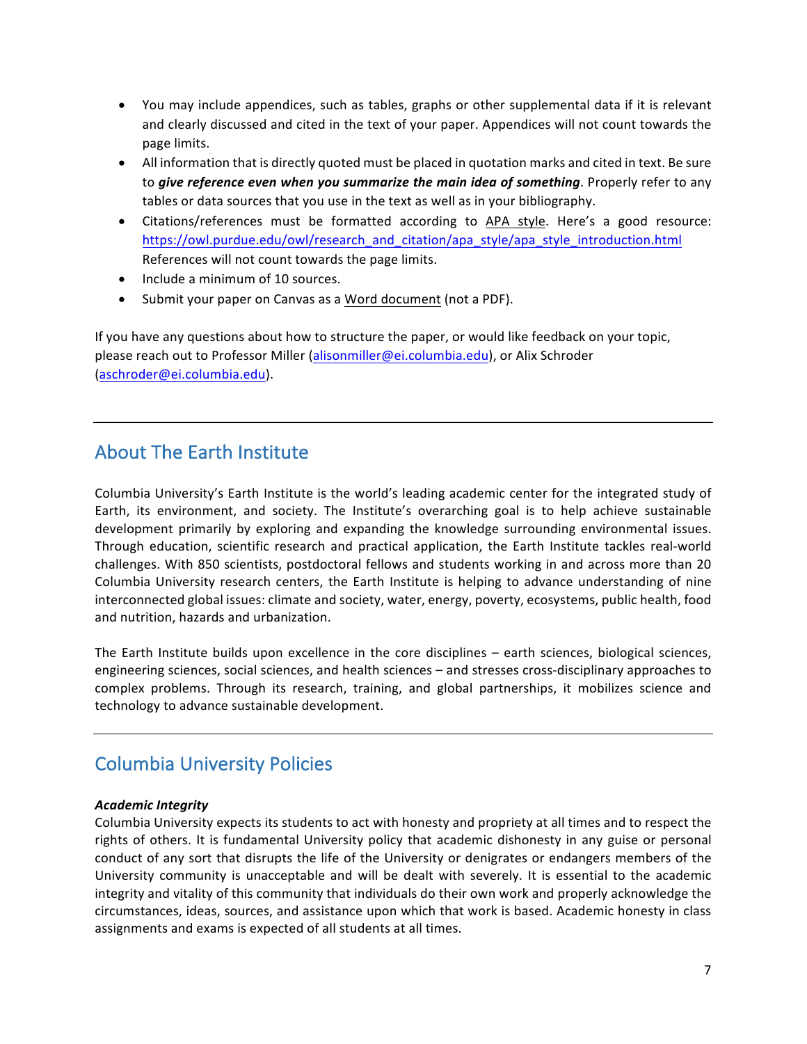- You may include appendices, such as tables, graphs or other supplemental data if it is relevant and clearly discussed and cited in the text of your paper. Appendices will not count towards the page limits.
- All information that is directly quoted must be placed in quotation marks and cited in text. Be sure to ***give reference even when you summarize the main idea of something***. Properly refer to any tables or data sources that you use in the text as well as in your bibliography.
- Citations/references must be formatted according to APA style. Here's a good resource: https://owl.purdue.edu/owl/research_and_citation/apa_style/apa_style_introduction.html References will not count towards the page limits.
- Include a minimum of 10 sources.
- Submit your paper on Canvas as a Word document (not a PDF).

If you have any questions about how to structure the paper, or would like feedback on your topic, please reach out to Professor Miller (alisonmiller@ei.columbia.edu), or Alix Schroder (aschroder@ei.columbia.edu).

---

## About The Earth Institute

Columbia University's Earth Institute is the world's leading academic center for the integrated study of Earth, its environment, and society. The Institute's overarching goal is to help achieve sustainable development primarily by exploring and expanding the knowledge surrounding environmental issues. Through education, scientific research and practical application, the Earth Institute tackles real-world challenges. With 850 scientists, postdoctoral fellows and students working in and across more than 20 Columbia University research centers, the Earth Institute is helping to advance understanding of nine interconnected global issues: climate and society, water, energy, poverty, ecosystems, public health, food and nutrition, hazards and urbanization.

The Earth Institute builds upon excellence in the core disciplines – earth sciences, biological sciences, engineering sciences, social sciences, and health sciences – and stresses cross-disciplinary approaches to complex problems. Through its research, training, and global partnerships, it mobilizes science and technology to advance sustainable development.

---

## Columbia University Policies

***Academic Integrity***

Columbia University expects its students to act with honesty and propriety at all times and to respect the rights of others. It is fundamental University policy that academic dishonesty in any guise or personal conduct of any sort that disrupts the life of the University or denigrates or endangers members of the University community is unacceptable and will be dealt with severely. It is essential to the academic integrity and vitality of this community that individuals do their own work and properly acknowledge the circumstances, ideas, sources, and assistance upon which that work is based. Academic honesty in class assignments and exams is expected of all students at all times.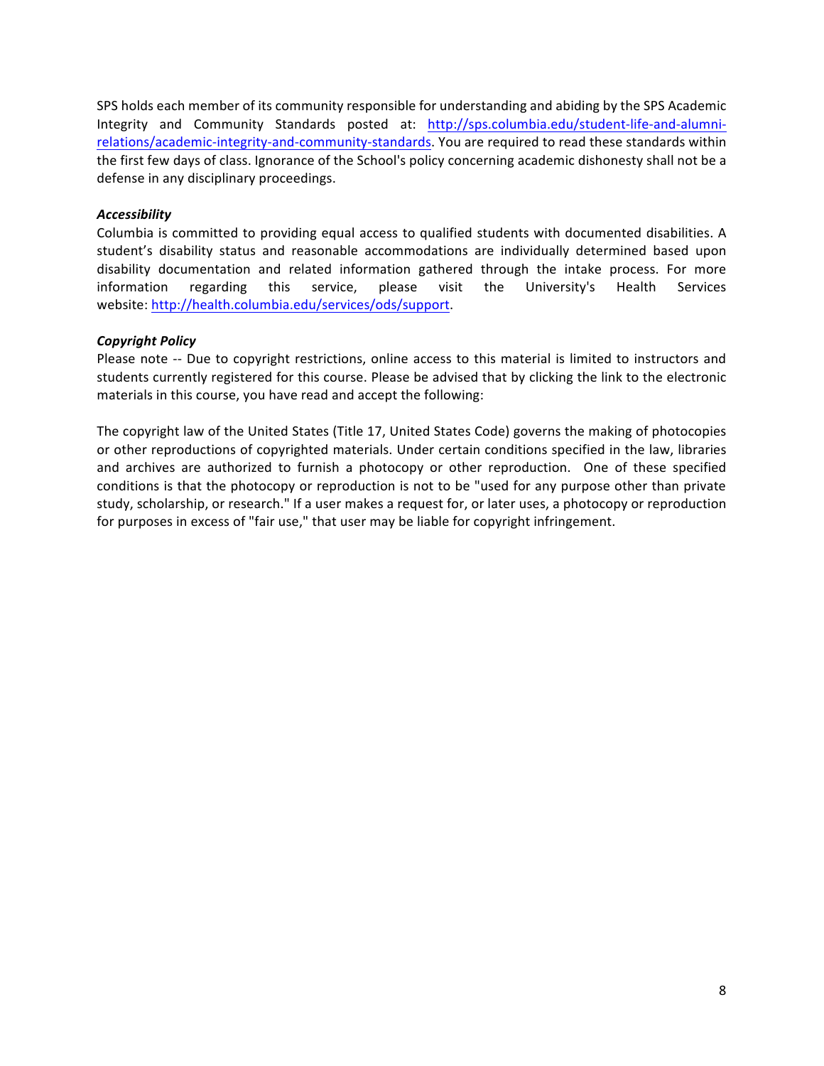SPS holds each member of its community responsible for understanding and abiding by the SPS Academic Integrity and Community Standards posted at: [http://sps.columbia.edu/student-life-and-alumni-relations/academic-integrity-and-community-standards](http://sps.columbia.edu/student-life-and-alumni-relations/academic-integrity-and-community-standards). You are required to read these standards within the first few days of class. Ignorance of the School's policy concerning academic dishonesty shall not be a defense in any disciplinary proceedings.

***Accessibility***

Columbia is committed to providing equal access to qualified students with documented disabilities. A student's disability status and reasonable accommodations are individually determined based upon disability documentation and related information gathered through the intake process. For more information regarding this service, please visit the University's Health Services website: [http://health.columbia.edu/services/ods/support](http://health.columbia.edu/services/ods/support).

***Copyright Policy***

Please note -- Due to copyright restrictions, online access to this material is limited to instructors and students currently registered for this course. Please be advised that by clicking the link to the electronic materials in this course, you have read and accept the following:

The copyright law of the United States (Title 17, United States Code) governs the making of photocopies or other reproductions of copyrighted materials. Under certain conditions specified in the law, libraries and archives are authorized to furnish a photocopy or other reproduction. One of these specified conditions is that the photocopy or reproduction is not to be "used for any purpose other than private study, scholarship, or research." If a user makes a request for, or later uses, a photocopy or reproduction for purposes in excess of "fair use," that user may be liable for copyright infringement.